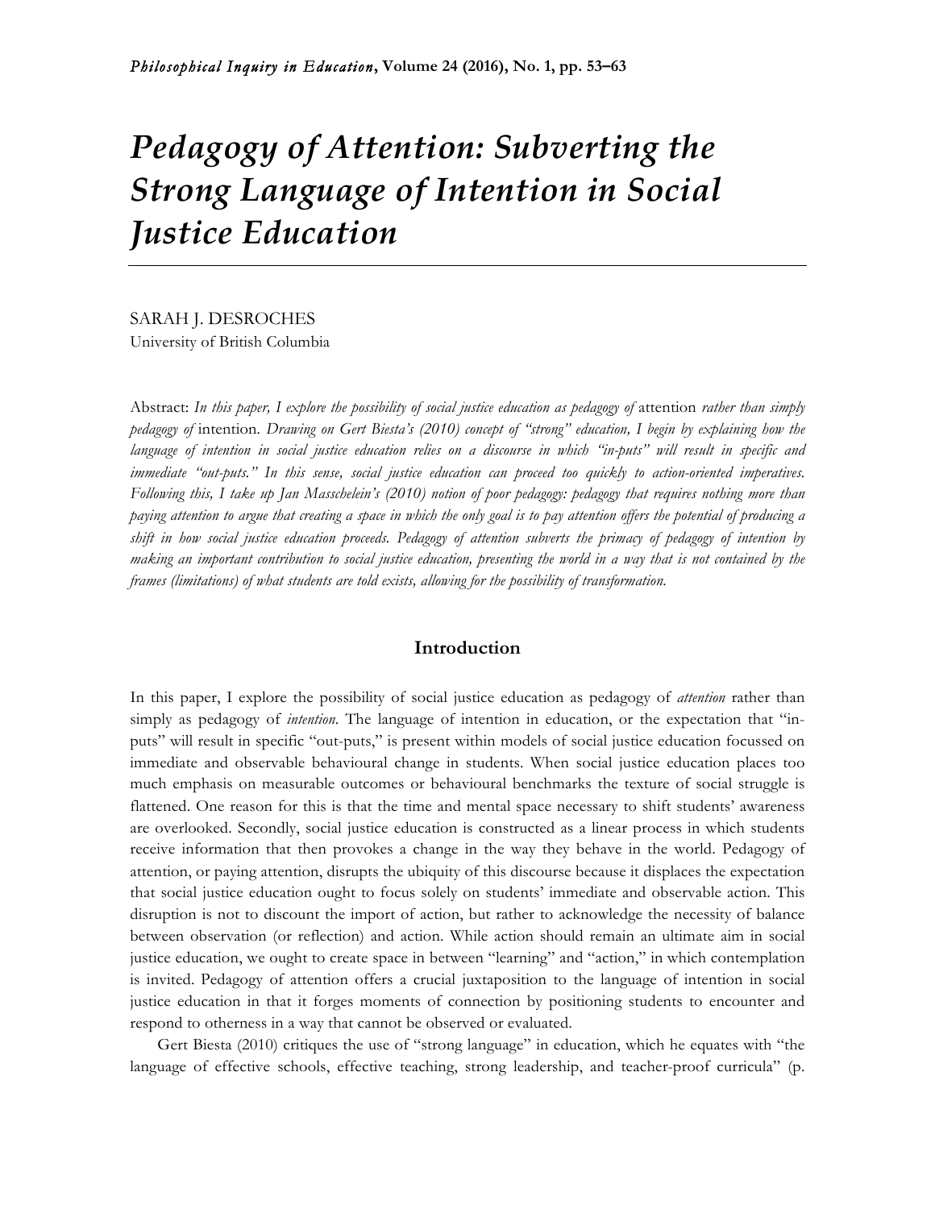# *Pedagogy of Attention: Subverting the Strong Language of Intention in Social Justice Education*

SARAH J. DESROCHES
University of British Columbia

Abstract: *In this paper, I explore the possibility of social justice education as pedagogy of* attention *rather than simply pedagogy of* intention*. Drawing on Gert Biesta's (2010) concept of "strong" education, I begin by explaining how the language of intention in social justice education relies on a discourse in which "in-puts" will result in specific and immediate "out-puts." In this sense, social justice education can proceed too quickly to action-oriented imperatives. Following this, I take up Jan Masschelein's (2010) notion of poor pedagogy: pedagogy that requires nothing more than paying attention to argue that creating a space in which the only goal is to pay attention offers the potential of producing a shift in how social justice education proceeds. Pedagogy of attention subverts the primacy of pedagogy of intention by making an important contribution to social justice education, presenting the world in a way that is not contained by the frames (limitations) of what students are told exists, allowing for the possibility of transformation.*

## Introduction

In this paper, I explore the possibility of social justice education as pedagogy of *attention* rather than simply as pedagogy of *intention.* The language of intention in education, or the expectation that "in-puts" will result in specific "out-puts," is present within models of social justice education focussed on immediate and observable behavioural change in students. When social justice education places too much emphasis on measurable outcomes or behavioural benchmarks the texture of social struggle is flattened. One reason for this is that the time and mental space necessary to shift students' awareness are overlooked. Secondly, social justice education is constructed as a linear process in which students receive information that then provokes a change in the way they behave in the world. Pedagogy of attention, or paying attention, disrupts the ubiquity of this discourse because it displaces the expectation that social justice education ought to focus solely on students' immediate and observable action. This disruption is not to discount the import of action, but rather to acknowledge the necessity of balance between observation (or reflection) and action. While action should remain an ultimate aim in social justice education, we ought to create space in between "learning" and "action," in which contemplation is invited. Pedagogy of attention offers a crucial juxtaposition to the language of intention in social justice education in that it forges moments of connection by positioning students to encounter and respond to otherness in a way that cannot be observed or evaluated.

Gert Biesta (2010) critiques the use of "strong language" in education, which he equates with "the language of effective schools, effective teaching, strong leadership, and teacher-proof curricula" (p.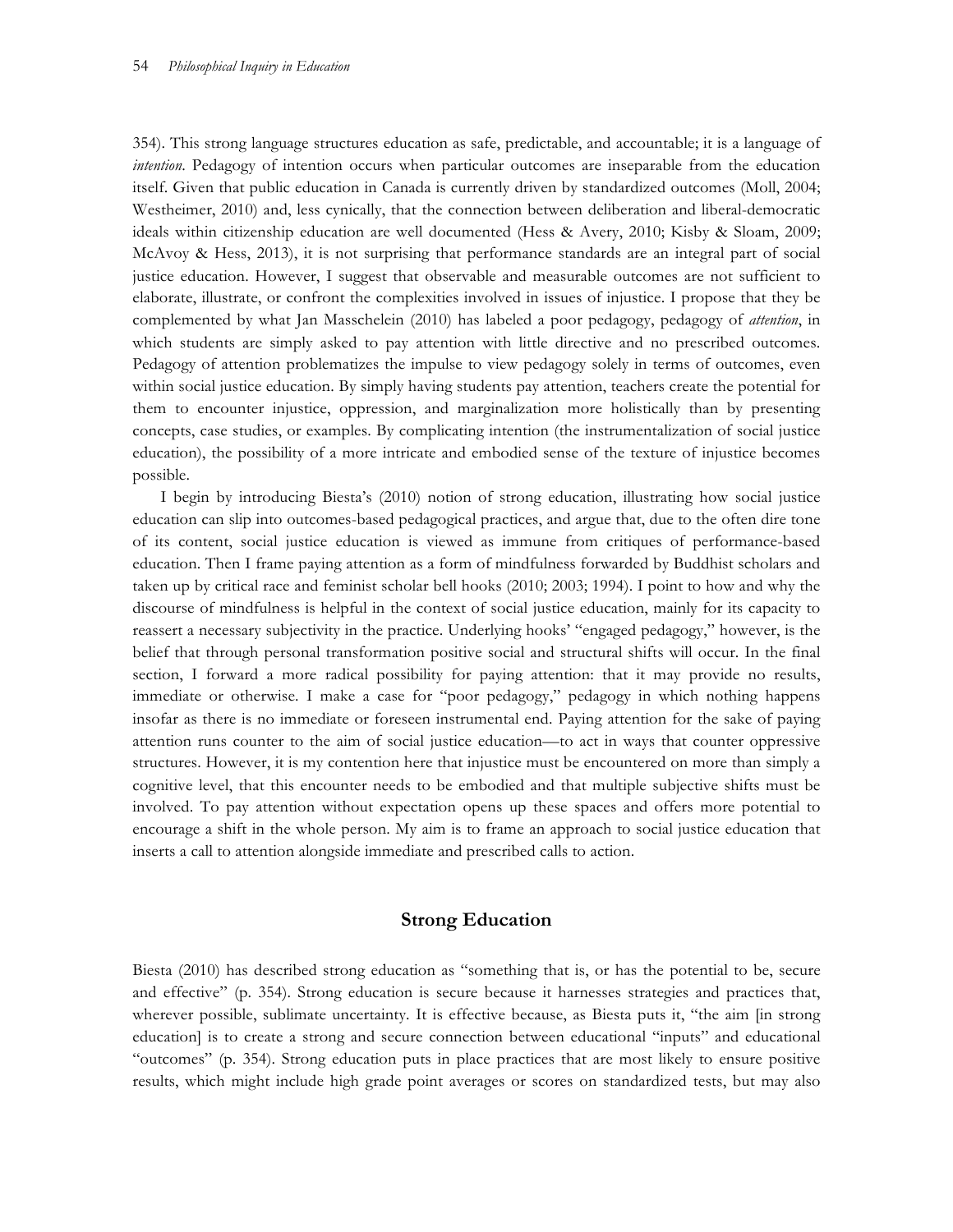354). This strong language structures education as safe, predictable, and accountable; it is a language of *intention*. Pedagogy of intention occurs when particular outcomes are inseparable from the education itself. Given that public education in Canada is currently driven by standardized outcomes (Moll, 2004; Westheimer, 2010) and, less cynically, that the connection between deliberation and liberal-democratic ideals within citizenship education are well documented (Hess & Avery, 2010; Kisby & Sloam, 2009; McAvoy & Hess, 2013), it is not surprising that performance standards are an integral part of social justice education. However, I suggest that observable and measurable outcomes are not sufficient to elaborate, illustrate, or confront the complexities involved in issues of injustice. I propose that they be complemented by what Jan Masschelein (2010) has labeled a poor pedagogy, pedagogy of *attention*, in which students are simply asked to pay attention with little directive and no prescribed outcomes. Pedagogy of attention problematizes the impulse to view pedagogy solely in terms of outcomes, even within social justice education. By simply having students pay attention, teachers create the potential for them to encounter injustice, oppression, and marginalization more holistically than by presenting concepts, case studies, or examples. By complicating intention (the instrumentalization of social justice education), the possibility of a more intricate and embodied sense of the texture of injustice becomes possible.

I begin by introducing Biesta's (2010) notion of strong education, illustrating how social justice education can slip into outcomes-based pedagogical practices, and argue that, due to the often dire tone of its content, social justice education is viewed as immune from critiques of performance-based education. Then I frame paying attention as a form of mindfulness forwarded by Buddhist scholars and taken up by critical race and feminist scholar bell hooks (2010; 2003; 1994). I point to how and why the discourse of mindfulness is helpful in the context of social justice education, mainly for its capacity to reassert a necessary subjectivity in the practice. Underlying hooks' "engaged pedagogy," however, is the belief that through personal transformation positive social and structural shifts will occur. In the final section, I forward a more radical possibility for paying attention: that it may provide no results, immediate or otherwise. I make a case for "poor pedagogy," pedagogy in which nothing happens insofar as there is no immediate or foreseen instrumental end. Paying attention for the sake of paying attention runs counter to the aim of social justice education—to act in ways that counter oppressive structures. However, it is my contention here that injustice must be encountered on more than simply a cognitive level, that this encounter needs to be embodied and that multiple subjective shifts must be involved. To pay attention without expectation opens up these spaces and offers more potential to encourage a shift in the whole person. My aim is to frame an approach to social justice education that inserts a call to attention alongside immediate and prescribed calls to action.

## Strong Education

Biesta (2010) has described strong education as "something that is, or has the potential to be, secure and effective" (p. 354). Strong education is secure because it harnesses strategies and practices that, wherever possible, sublimate uncertainty. It is effective because, as Biesta puts it, "the aim [in strong education] is to create a strong and secure connection between educational "inputs" and educational "outcomes" (p. 354). Strong education puts in place practices that are most likely to ensure positive results, which might include high grade point averages or scores on standardized tests, but may also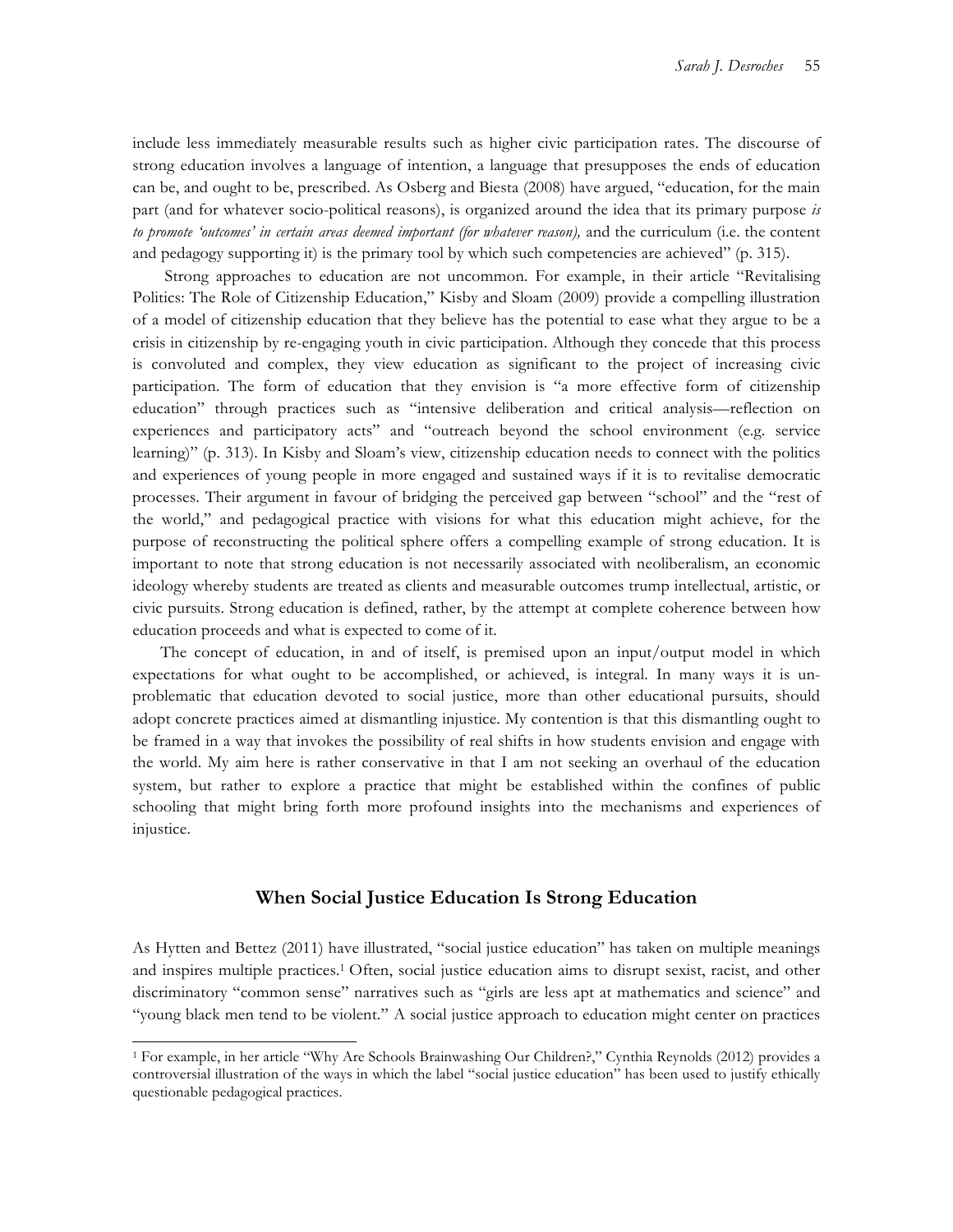include less immediately measurable results such as higher civic participation rates. The discourse of strong education involves a language of intention, a language that presupposes the ends of education can be, and ought to be, prescribed. As Osberg and Biesta (2008) have argued, "education, for the main part (and for whatever socio-political reasons), is organized around the idea that its primary purpose *is to promote 'outcomes' in certain areas deemed important (for whatever reason),* and the curriculum (i.e. the content and pedagogy supporting it) is the primary tool by which such competencies are achieved" (p. 315).

Strong approaches to education are not uncommon. For example, in their article "Revitalising Politics: The Role of Citizenship Education," Kisby and Sloam (2009) provide a compelling illustration of a model of citizenship education that they believe has the potential to ease what they argue to be a crisis in citizenship by re-engaging youth in civic participation. Although they concede that this process is convoluted and complex, they view education as significant to the project of increasing civic participation. The form of education that they envision is "a more effective form of citizenship education" through practices such as "intensive deliberation and critical analysis—reflection on experiences and participatory acts" and "outreach beyond the school environment (e.g. service learning)" (p. 313). In Kisby and Sloam's view, citizenship education needs to connect with the politics and experiences of young people in more engaged and sustained ways if it is to revitalise democratic processes. Their argument in favour of bridging the perceived gap between "school" and the "rest of the world," and pedagogical practice with visions for what this education might achieve, for the purpose of reconstructing the political sphere offers a compelling example of strong education. It is important to note that strong education is not necessarily associated with neoliberalism, an economic ideology whereby students are treated as clients and measurable outcomes trump intellectual, artistic, or civic pursuits. Strong education is defined, rather, by the attempt at complete coherence between how education proceeds and what is expected to come of it.

The concept of education, in and of itself, is premised upon an input/output model in which expectations for what ought to be accomplished, or achieved, is integral. In many ways it is un-problematic that education devoted to social justice, more than other educational pursuits, should adopt concrete practices aimed at dismantling injustice. My contention is that this dismantling ought to be framed in a way that invokes the possibility of real shifts in how students envision and engage with the world. My aim here is rather conservative in that I am not seeking an overhaul of the education system, but rather to explore a practice that might be established within the confines of public schooling that might bring forth more profound insights into the mechanisms and experiences of injustice.

## When Social Justice Education Is Strong Education

As Hytten and Bettez (2011) have illustrated, "social justice education" has taken on multiple meanings and inspires multiple practices.[1] Often, social justice education aims to disrupt sexist, racist, and other discriminatory "common sense" narratives such as "girls are less apt at mathematics and science" and "young black men tend to be violent." A social justice approach to education might center on practices

[1] For example, in her article "Why Are Schools Brainwashing Our Children?," Cynthia Reynolds (2012) provides a controversial illustration of the ways in which the label "social justice education" has been used to justify ethically questionable pedagogical practices.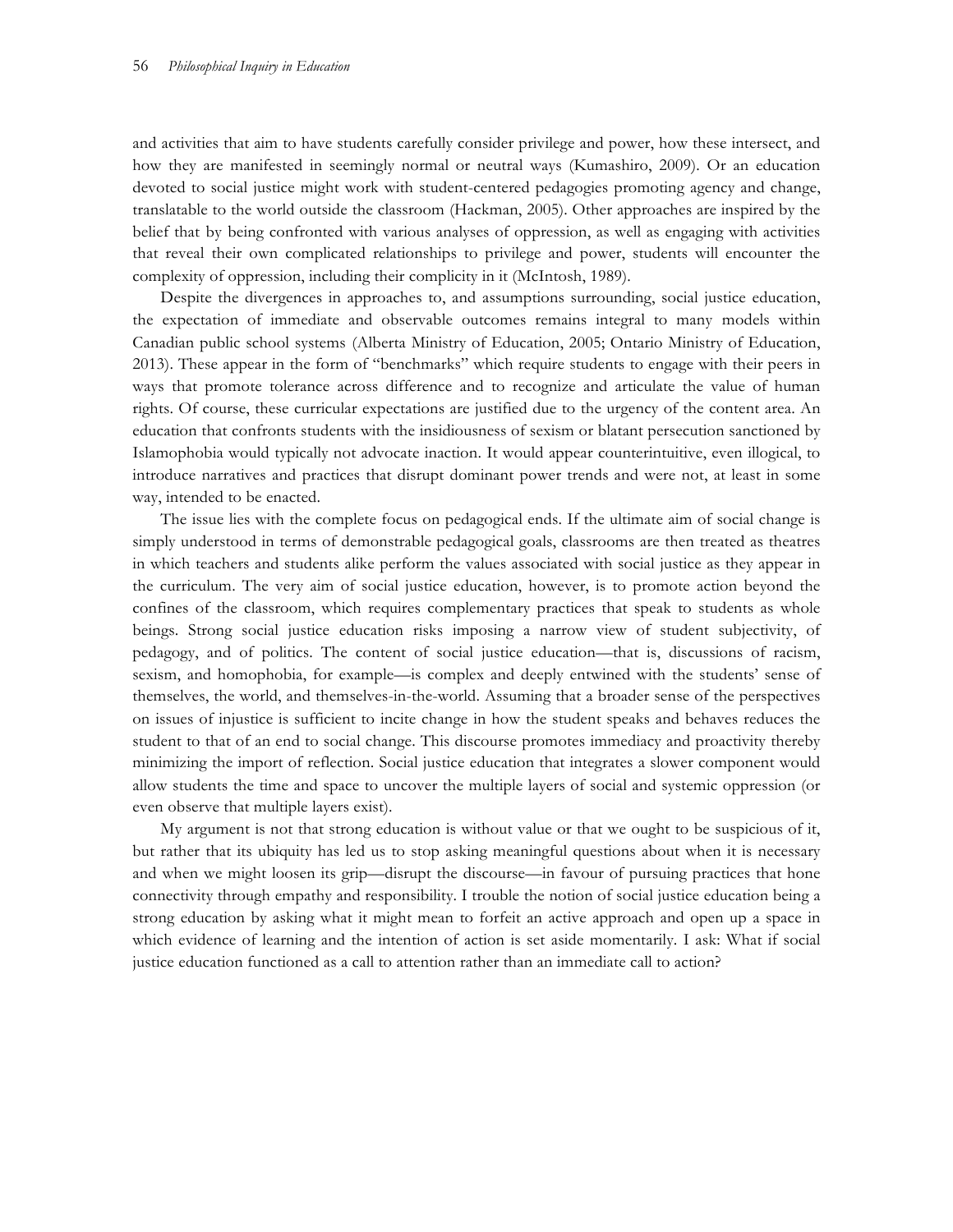and activities that aim to have students carefully consider privilege and power, how these intersect, and how they are manifested in seemingly normal or neutral ways (Kumashiro, 2009). Or an education devoted to social justice might work with student-centered pedagogies promoting agency and change, translatable to the world outside the classroom (Hackman, 2005). Other approaches are inspired by the belief that by being confronted with various analyses of oppression, as well as engaging with activities that reveal their own complicated relationships to privilege and power, students will encounter the complexity of oppression, including their complicity in it (McIntosh, 1989).

Despite the divergences in approaches to, and assumptions surrounding, social justice education, the expectation of immediate and observable outcomes remains integral to many models within Canadian public school systems (Alberta Ministry of Education, 2005; Ontario Ministry of Education, 2013). These appear in the form of "benchmarks" which require students to engage with their peers in ways that promote tolerance across difference and to recognize and articulate the value of human rights. Of course, these curricular expectations are justified due to the urgency of the content area. An education that confronts students with the insidiousness of sexism or blatant persecution sanctioned by Islamophobia would typically not advocate inaction. It would appear counterintuitive, even illogical, to introduce narratives and practices that disrupt dominant power trends and were not, at least in some way, intended to be enacted.

The issue lies with the complete focus on pedagogical ends. If the ultimate aim of social change is simply understood in terms of demonstrable pedagogical goals, classrooms are then treated as theatres in which teachers and students alike perform the values associated with social justice as they appear in the curriculum. The very aim of social justice education, however, is to promote action beyond the confines of the classroom, which requires complementary practices that speak to students as whole beings. Strong social justice education risks imposing a narrow view of student subjectivity, of pedagogy, and of politics. The content of social justice education—that is, discussions of racism, sexism, and homophobia, for example—is complex and deeply entwined with the students' sense of themselves, the world, and themselves-in-the-world. Assuming that a broader sense of the perspectives on issues of injustice is sufficient to incite change in how the student speaks and behaves reduces the student to that of an end to social change. This discourse promotes immediacy and proactivity thereby minimizing the import of reflection. Social justice education that integrates a slower component would allow students the time and space to uncover the multiple layers of social and systemic oppression (or even observe that multiple layers exist).

My argument is not that strong education is without value or that we ought to be suspicious of it, but rather that its ubiquity has led us to stop asking meaningful questions about when it is necessary and when we might loosen its grip—disrupt the discourse—in favour of pursuing practices that hone connectivity through empathy and responsibility. I trouble the notion of social justice education being a strong education by asking what it might mean to forfeit an active approach and open up a space in which evidence of learning and the intention of action is set aside momentarily. I ask: What if social justice education functioned as a call to attention rather than an immediate call to action?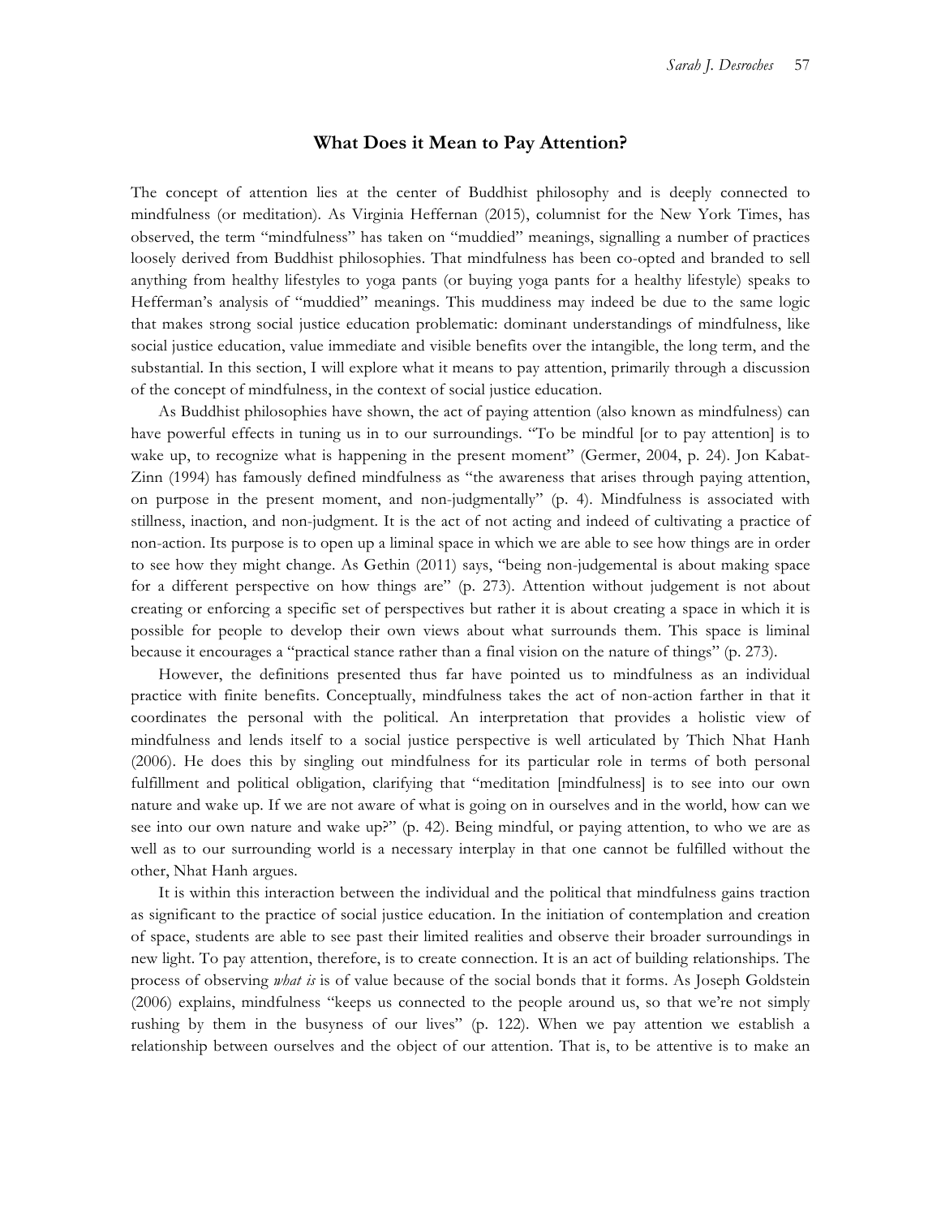## What Does it Mean to Pay Attention?

The concept of attention lies at the center of Buddhist philosophy and is deeply connected to mindfulness (or meditation). As Virginia Heffernan (2015), columnist for the New York Times, has observed, the term "mindfulness" has taken on "muddied" meanings, signalling a number of practices loosely derived from Buddhist philosophies. That mindfulness has been co-opted and branded to sell anything from healthy lifestyles to yoga pants (or buying yoga pants for a healthy lifestyle) speaks to Hefferman's analysis of "muddied" meanings. This muddiness may indeed be due to the same logic that makes strong social justice education problematic: dominant understandings of mindfulness, like social justice education, value immediate and visible benefits over the intangible, the long term, and the substantial. In this section, I will explore what it means to pay attention, primarily through a discussion of the concept of mindfulness, in the context of social justice education.

As Buddhist philosophies have shown, the act of paying attention (also known as mindfulness) can have powerful effects in tuning us in to our surroundings. "To be mindful [or to pay attention] is to wake up, to recognize what is happening in the present moment" (Germer, 2004, p. 24). Jon Kabat-Zinn (1994) has famously defined mindfulness as "the awareness that arises through paying attention, on purpose in the present moment, and non-judgmentally" (p. 4). Mindfulness is associated with stillness, inaction, and non-judgment. It is the act of not acting and indeed of cultivating a practice of non-action. Its purpose is to open up a liminal space in which we are able to see how things are in order to see how they might change. As Gethin (2011) says, "being non-judgemental is about making space for a different perspective on how things are" (p. 273). Attention without judgement is not about creating or enforcing a specific set of perspectives but rather it is about creating a space in which it is possible for people to develop their own views about what surrounds them. This space is liminal because it encourages a "practical stance rather than a final vision on the nature of things" (p. 273).

However, the definitions presented thus far have pointed us to mindfulness as an individual practice with finite benefits. Conceptually, mindfulness takes the act of non-action farther in that it coordinates the personal with the political. An interpretation that provides a holistic view of mindfulness and lends itself to a social justice perspective is well articulated by Thich Nhat Hanh (2006). He does this by singling out mindfulness for its particular role in terms of both personal fulfillment and political obligation, clarifying that "meditation [mindfulness] is to see into our own nature and wake up. If we are not aware of what is going on in ourselves and in the world, how can we see into our own nature and wake up?" (p. 42). Being mindful, or paying attention, to who we are as well as to our surrounding world is a necessary interplay in that one cannot be fulfilled without the other, Nhat Hanh argues.

It is within this interaction between the individual and the political that mindfulness gains traction as significant to the practice of social justice education. In the initiation of contemplation and creation of space, students are able to see past their limited realities and observe their broader surroundings in new light. To pay attention, therefore, is to create connection. It is an act of building relationships. The process of observing *what is* is of value because of the social bonds that it forms. As Joseph Goldstein (2006) explains, mindfulness "keeps us connected to the people around us, so that we're not simply rushing by them in the busyness of our lives" (p. 122). When we pay attention we establish a relationship between ourselves and the object of our attention. That is, to be attentive is to make an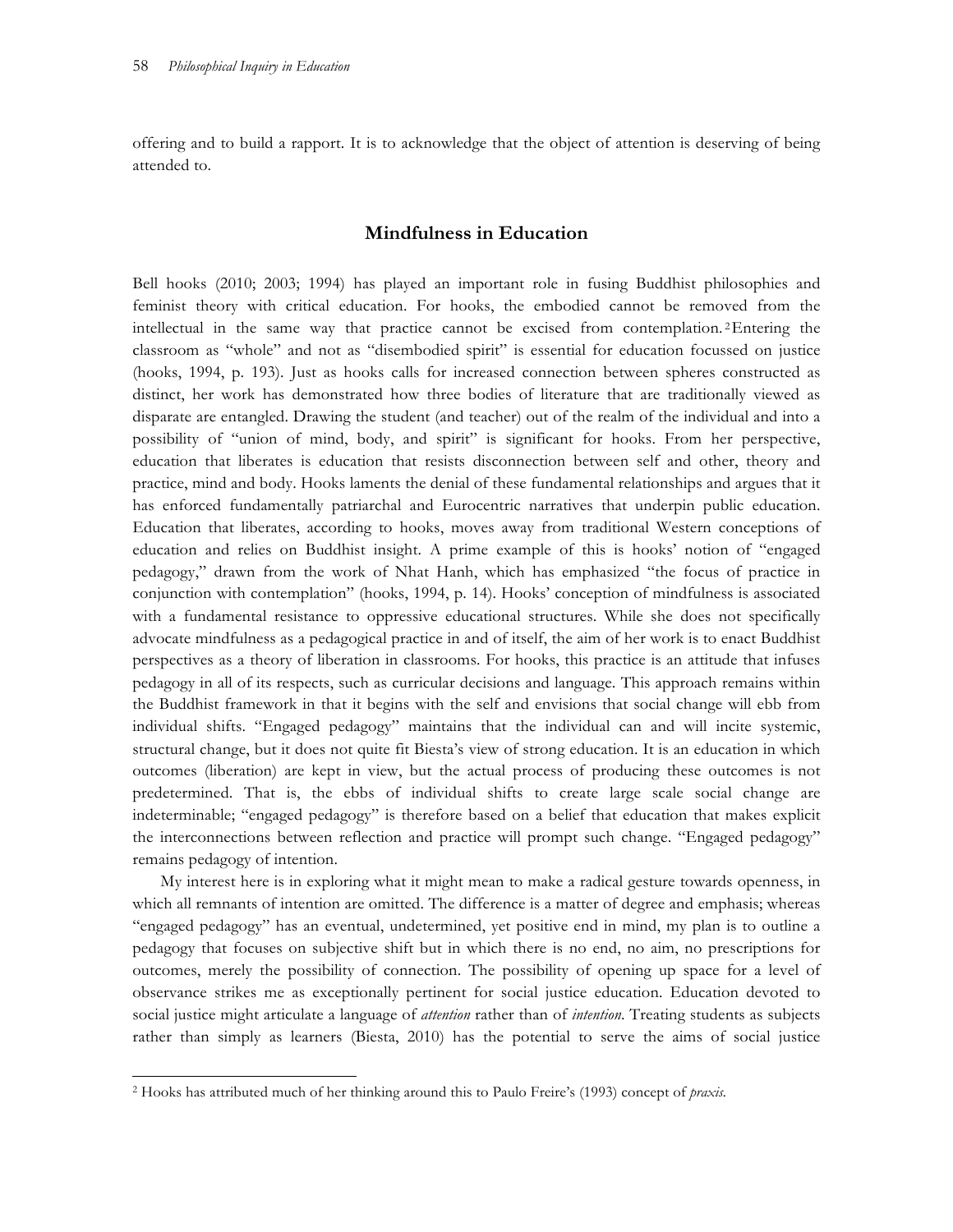offering and to build a rapport. It is to acknowledge that the object of attention is deserving of being attended to.

## Mindfulness in Education

Bell hooks (2010; 2003; 1994) has played an important role in fusing Buddhist philosophies and feminist theory with critical education. For hooks, the embodied cannot be removed from the intellectual in the same way that practice cannot be excised from contemplation.[2] Entering the classroom as "whole" and not as "disembodied spirit" is essential for education focussed on justice (hooks, 1994, p. 193). Just as hooks calls for increased connection between spheres constructed as distinct, her work has demonstrated how three bodies of literature that are traditionally viewed as disparate are entangled. Drawing the student (and teacher) out of the realm of the individual and into a possibility of "union of mind, body, and spirit" is significant for hooks. From her perspective, education that liberates is education that resists disconnection between self and other, theory and practice, mind and body. Hooks laments the denial of these fundamental relationships and argues that it has enforced fundamentally patriarchal and Eurocentric narratives that underpin public education. Education that liberates, according to hooks, moves away from traditional Western conceptions of education and relies on Buddhist insight. A prime example of this is hooks' notion of "engaged pedagogy," drawn from the work of Nhat Hanh, which has emphasized "the focus of practice in conjunction with contemplation" (hooks, 1994, p. 14). Hooks' conception of mindfulness is associated with a fundamental resistance to oppressive educational structures. While she does not specifically advocate mindfulness as a pedagogical practice in and of itself, the aim of her work is to enact Buddhist perspectives as a theory of liberation in classrooms. For hooks, this practice is an attitude that infuses pedagogy in all of its respects, such as curricular decisions and language. This approach remains within the Buddhist framework in that it begins with the self and envisions that social change will ebb from individual shifts. "Engaged pedagogy" maintains that the individual can and will incite systemic, structural change, but it does not quite fit Biesta's view of strong education. It is an education in which outcomes (liberation) are kept in view, but the actual process of producing these outcomes is not predetermined. That is, the ebbs of individual shifts to create large scale social change are indeterminable; "engaged pedagogy" is therefore based on a belief that education that makes explicit the interconnections between reflection and practice will prompt such change. "Engaged pedagogy" remains pedagogy of intention.

My interest here is in exploring what it might mean to make a radical gesture towards openness, in which all remnants of intention are omitted. The difference is a matter of degree and emphasis; whereas "engaged pedagogy" has an eventual, undetermined, yet positive end in mind, my plan is to outline a pedagogy that focuses on subjective shift but in which there is no end, no aim, no prescriptions for outcomes, merely the possibility of connection. The possibility of opening up space for a level of observance strikes me as exceptionally pertinent for social justice education. Education devoted to social justice might articulate a language of *attention* rather than of *intention*. Treating students as subjects rather than simply as learners (Biesta, 2010) has the potential to serve the aims of social justice

[2] Hooks has attributed much of her thinking around this to Paulo Freire's (1993) concept of *praxis*.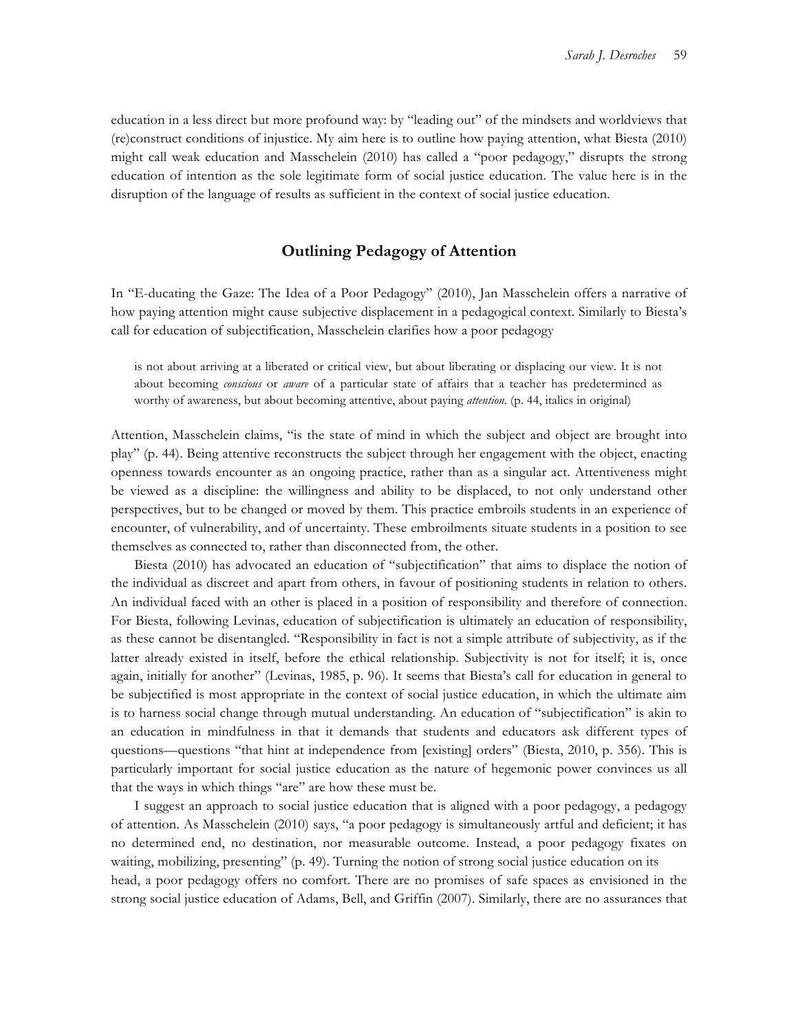education in a less direct but more profound way: by "leading out" of the mindsets and worldviews that (re)construct conditions of injustice. My aim here is to outline how paying attention, what Biesta (2010) might call weak education and Masschelein (2010) has called a "poor pedagogy," disrupts the strong education of intention as the sole legitimate form of social justice education. The value here is in the disruption of the language of results as sufficient in the context of social justice education.

## Outlining Pedagogy of Attention

In "E-ducating the Gaze: The Idea of a Poor Pedagogy" (2010), Jan Masschelein offers a narrative of how paying attention might cause subjective displacement in a pedagogical context. Similarly to Biesta's call for education of subjectification, Masschelein clarifies how a poor pedagogy

> is not about arriving at a liberated or critical view, but about liberating or displacing our view. It is not about becoming *conscious* or *aware* of a particular state of affairs that a teacher has predetermined as worthy of awareness, but about becoming attentive, about paying *attention.* (p. 44, italics in original)

Attention, Masschelein claims, "is the state of mind in which the subject and object are brought into play" (p. 44). Being attentive reconstructs the subject through her engagement with the object, enacting openness towards encounter as an ongoing practice, rather than as a singular act. Attentiveness might be viewed as a discipline: the willingness and ability to be displaced, to not only understand other perspectives, but to be changed or moved by them. This practice embroils students in an experience of encounter, of vulnerability, and of uncertainty. These embroilments situate students in a position to see themselves as connected to, rather than disconnected from, the other.

Biesta (2010) has advocated an education of "subjectification" that aims to displace the notion of the individual as discreet and apart from others, in favour of positioning students in relation to others. An individual faced with an other is placed in a position of responsibility and therefore of connection. For Biesta, following Levinas, education of subjectification is ultimately an education of responsibility, as these cannot be disentangled. "Responsibility in fact is not a simple attribute of subjectivity, as if the latter already existed in itself, before the ethical relationship. Subjectivity is not for itself; it is, once again, initially for another" (Levinas, 1985, p. 96). It seems that Biesta's call for education in general to be subjectified is most appropriate in the context of social justice education, in which the ultimate aim is to harness social change through mutual understanding. An education of "subjectification" is akin to an education in mindfulness in that it demands that students and educators ask different types of questions—questions "that hint at independence from [existing] orders" (Biesta, 2010, p. 356). This is particularly important for social justice education as the nature of hegemonic power convinces us all that the ways in which things "are" are how these must be.

I suggest an approach to social justice education that is aligned with a poor pedagogy, a pedagogy of attention. As Masschelein (2010) says, "a poor pedagogy is simultaneously artful and deficient; it has no determined end, no destination, nor measurable outcome. Instead, a poor pedagogy fixates on waiting, mobilizing, presenting" (p. 49). Turning the notion of strong social justice education on its head, a poor pedagogy offers no comfort. There are no promises of safe spaces as envisioned in the strong social justice education of Adams, Bell, and Griffin (2007). Similarly, there are no assurances that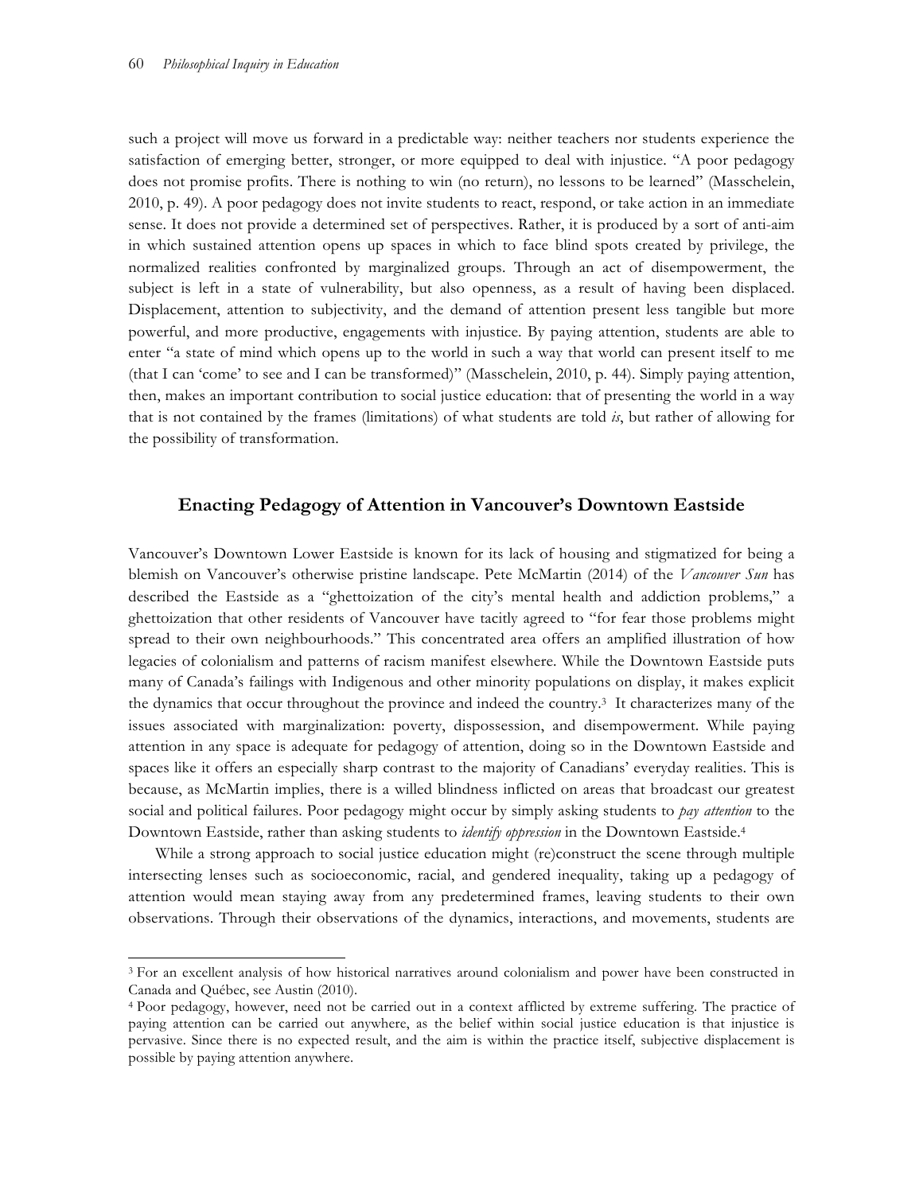such a project will move us forward in a predictable way: neither teachers nor students experience the satisfaction of emerging better, stronger, or more equipped to deal with injustice. "A poor pedagogy does not promise profits. There is nothing to win (no return), no lessons to be learned" (Masschelein, 2010, p. 49). A poor pedagogy does not invite students to react, respond, or take action in an immediate sense. It does not provide a determined set of perspectives. Rather, it is produced by a sort of anti-aim in which sustained attention opens up spaces in which to face blind spots created by privilege, the normalized realities confronted by marginalized groups. Through an act of disempowerment, the subject is left in a state of vulnerability, but also openness, as a result of having been displaced. Displacement, attention to subjectivity, and the demand of attention present less tangible but more powerful, and more productive, engagements with injustice. By paying attention, students are able to enter "a state of mind which opens up to the world in such a way that world can present itself to me (that I can 'come' to see and I can be transformed)" (Masschelein, 2010, p. 44). Simply paying attention, then, makes an important contribution to social justice education: that of presenting the world in a way that is not contained by the frames (limitations) of what students are told *is*, but rather of allowing for the possibility of transformation.

## Enacting Pedagogy of Attention in Vancouver's Downtown Eastside

Vancouver's Downtown Lower Eastside is known for its lack of housing and stigmatized for being a blemish on Vancouver's otherwise pristine landscape. Pete McMartin (2014) of the *Vancouver Sun* has described the Eastside as a "ghettoization of the city's mental health and addiction problems," a ghettoization that other residents of Vancouver have tacitly agreed to "for fear those problems might spread to their own neighbourhoods." This concentrated area offers an amplified illustration of how legacies of colonialism and patterns of racism manifest elsewhere. While the Downtown Eastside puts many of Canada's failings with Indigenous and other minority populations on display, it makes explicit the dynamics that occur throughout the province and indeed the country.[3] It characterizes many of the issues associated with marginalization: poverty, dispossession, and disempowerment. While paying attention in any space is adequate for pedagogy of attention, doing so in the Downtown Eastside and spaces like it offers an especially sharp contrast to the majority of Canadians' everyday realities. This is because, as McMartin implies, there is a willed blindness inflicted on areas that broadcast our greatest social and political failures. Poor pedagogy might occur by simply asking students to *pay attention* to the Downtown Eastside, rather than asking students to *identify oppression* in the Downtown Eastside.[4]

While a strong approach to social justice education might (re)construct the scene through multiple intersecting lenses such as socioeconomic, racial, and gendered inequality, taking up a pedagogy of attention would mean staying away from any predetermined frames, leaving students to their own observations. Through their observations of the dynamics, interactions, and movements, students are

[3] For an excellent analysis of how historical narratives around colonialism and power have been constructed in Canada and Québec, see Austin (2010).

[4] Poor pedagogy, however, need not be carried out in a context afflicted by extreme suffering. The practice of paying attention can be carried out anywhere, as the belief within social justice education is that injustice is pervasive. Since there is no expected result, and the aim is within the practice itself, subjective displacement is possible by paying attention anywhere.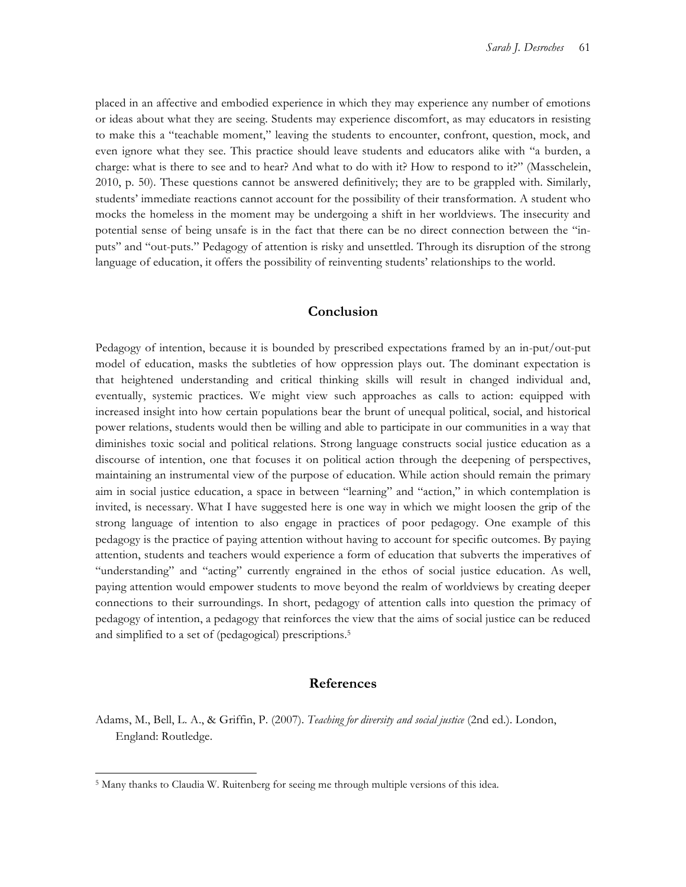placed in an affective and embodied experience in which they may experience any number of emotions or ideas about what they are seeing. Students may experience discomfort, as may educators in resisting to make this a "teachable moment," leaving the students to encounter, confront, question, mock, and even ignore what they see. This practice should leave students and educators alike with "a burden, a charge: what is there to see and to hear? And what to do with it? How to respond to it?" (Masschelein, 2010, p. 50). These questions cannot be answered definitively; they are to be grappled with. Similarly, students' immediate reactions cannot account for the possibility of their transformation. A student who mocks the homeless in the moment may be undergoing a shift in her worldviews. The insecurity and potential sense of being unsafe is in the fact that there can be no direct connection between the "in-puts" and "out-puts." Pedagogy of attention is risky and unsettled. Through its disruption of the strong language of education, it offers the possibility of reinventing students' relationships to the world.

## Conclusion

Pedagogy of intention, because it is bounded by prescribed expectations framed by an in-put/out-put model of education, masks the subtleties of how oppression plays out. The dominant expectation is that heightened understanding and critical thinking skills will result in changed individual and, eventually, systemic practices. We might view such approaches as calls to action: equipped with increased insight into how certain populations bear the brunt of unequal political, social, and historical power relations, students would then be willing and able to participate in our communities in a way that diminishes toxic social and political relations. Strong language constructs social justice education as a discourse of intention, one that focuses it on political action through the deepening of perspectives, maintaining an instrumental view of the purpose of education. While action should remain the primary aim in social justice education, a space in between "learning" and "action," in which contemplation is invited, is necessary. What I have suggested here is one way in which we might loosen the grip of the strong language of intention to also engage in practices of poor pedagogy. One example of this pedagogy is the practice of paying attention without having to account for specific outcomes. By paying attention, students and teachers would experience a form of education that subverts the imperatives of "understanding" and "acting" currently engrained in the ethos of social justice education. As well, paying attention would empower students to move beyond the realm of worldviews by creating deeper connections to their surroundings. In short, pedagogy of attention calls into question the primacy of pedagogy of intention, a pedagogy that reinforces the view that the aims of social justice can be reduced and simplified to a set of (pedagogical) prescriptions.[5]

## References

Adams, M., Bell, L. A., & Griffin, P. (2007). *Teaching for diversity and social justice* (2nd ed.). London, England: Routledge.

[5] Many thanks to Claudia W. Ruitenberg for seeing me through multiple versions of this idea.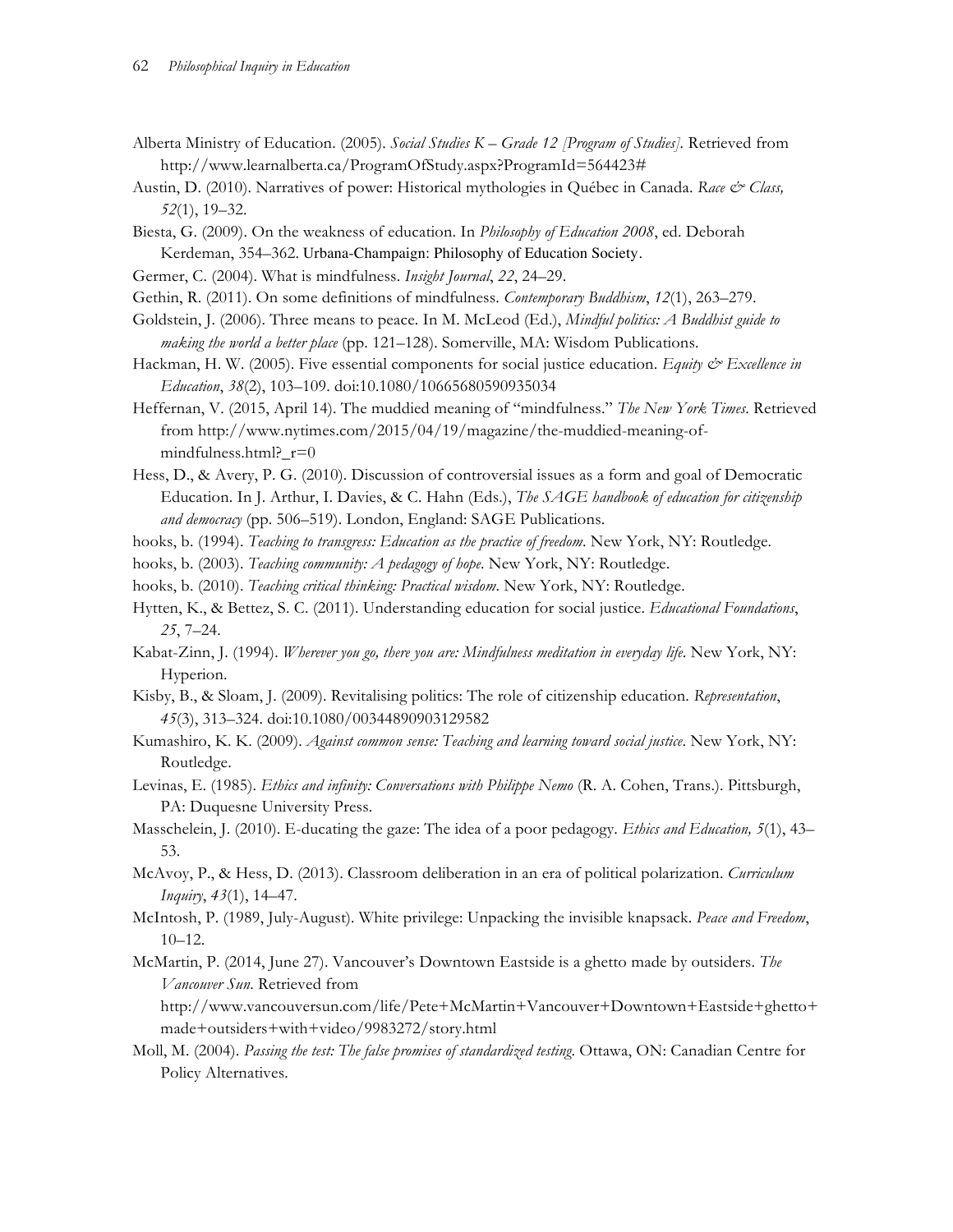Alberta Ministry of Education. (2005). *Social Studies K – Grade 12 [Program of Studies]*. Retrieved from http://www.learnalberta.ca/ProgramOfStudy.aspx?ProgramId=564423#

Austin, D. (2010). Narratives of power: Historical mythologies in Québec in Canada. *Race & Class, 52*(1), 19–32.

Biesta, G. (2009). On the weakness of education. In *Philosophy of Education 2008*, ed. Deborah Kerdeman, 354–362. Urbana-Champaign: Philosophy of Education Society.

Germer, C. (2004). What is mindfulness. *Insight Journal*, *22*, 24–29.

Gethin, R. (2011). On some definitions of mindfulness. *Contemporary Buddhism*, *12*(1), 263–279.

Goldstein, J. (2006). Three means to peace. In M. McLeod (Ed.), *Mindful politics: A Buddhist guide to making the world a better place* (pp. 121–128). Somerville, MA: Wisdom Publications.

Hackman, H. W. (2005). Five essential components for social justice education. *Equity & Excellence in Education*, *38*(2), 103–109. doi:10.1080/10665680590935034

Heffernan, V. (2015, April 14). The muddied meaning of "mindfulness." *The New York Times*. Retrieved from http://www.nytimes.com/2015/04/19/magazine/the-muddied-meaning-of-mindfulness.html?_r=0

Hess, D., & Avery, P. G. (2010). Discussion of controversial issues as a form and goal of Democratic Education. In J. Arthur, I. Davies, & C. Hahn (Eds.), *The SAGE handbook of education for citizenship and democracy* (pp. 506–519). London, England: SAGE Publications.

hooks, b. (1994). *Teaching to transgress: Education as the practice of freedom*. New York, NY: Routledge.

hooks, b. (2003). *Teaching community: A pedagogy of hope*. New York, NY: Routledge.

hooks, b. (2010). *Teaching critical thinking: Practical wisdom*. New York, NY: Routledge.

Hytten, K., & Bettez, S. C. (2011). Understanding education for social justice. *Educational Foundations*, *25*, 7–24.

Kabat-Zinn, J. (1994). *Wherever you go, there you are: Mindfulness meditation in everyday life*. New York, NY: Hyperion.

Kisby, B., & Sloam, J. (2009). Revitalising politics: The role of citizenship education. *Representation*, *45*(3), 313–324. doi:10.1080/00344890903129582

Kumashiro, K. K. (2009). *Against common sense: Teaching and learning toward social justice*. New York, NY: Routledge.

Levinas, E. (1985). *Ethics and infinity: Conversations with Philippe Nemo* (R. A. Cohen, Trans.). Pittsburgh, PA: Duquesne University Press.

Masschelein, J. (2010). E-ducating the gaze: The idea of a poor pedagogy. *Ethics and Education, 5*(1), 43–53.

McAvoy, P., & Hess, D. (2013). Classroom deliberation in an era of political polarization. *Curriculum Inquiry*, *43*(1), 14–47.

McIntosh, P. (1989, July-August). White privilege: Unpacking the invisible knapsack. *Peace and Freedom*, 10–12.

McMartin, P. (2014, June 27). Vancouver's Downtown Eastside is a ghetto made by outsiders. *The Vancouver Sun*. Retrieved from http://www.vancouversun.com/life/Pete+McMartin+Vancouver+Downtown+Eastside+ghetto+made+outsiders+with+video/9983272/story.html

Moll, M. (2004). *Passing the test: The false promises of standardized testing*. Ottawa, ON: Canadian Centre for Policy Alternatives.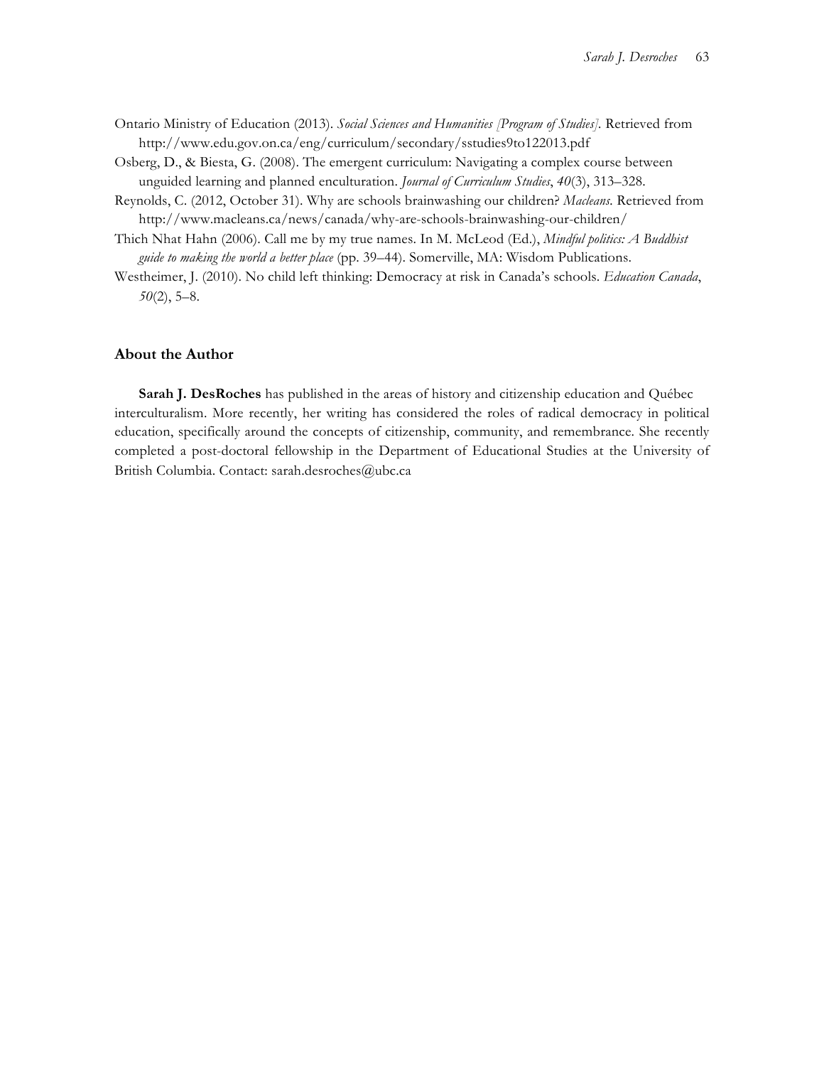Ontario Ministry of Education (2013). *Social Sciences and Humanities [Program of Studies]*. Retrieved from http://www.edu.gov.on.ca/eng/curriculum/secondary/sstudies9to122013.pdf

Osberg, D., & Biesta, G. (2008). The emergent curriculum: Navigating a complex course between unguided learning and planned enculturation. *Journal of Curriculum Studies*, *40*(3), 313–328.

Reynolds, C. (2012, October 31). Why are schools brainwashing our children? *Macleans*. Retrieved from http://www.macleans.ca/news/canada/why-are-schools-brainwashing-our-children/

Thich Nhat Hahn (2006). Call me by my true names. In M. McLeod (Ed.), *Mindful politics: A Buddhist guide to making the world a better place* (pp. 39–44). Somerville, MA: Wisdom Publications.

Westheimer, J. (2010). No child left thinking: Democracy at risk in Canada's schools. *Education Canada*, *50*(2), 5–8.

### About the Author

**Sarah J. DesRoches** has published in the areas of history and citizenship education and Québec interculturalism. More recently, her writing has considered the roles of radical democracy in political education, specifically around the concepts of citizenship, community, and remembrance. She recently completed a post-doctoral fellowship in the Department of Educational Studies at the University of British Columbia. Contact: sarah.desroches@ubc.ca